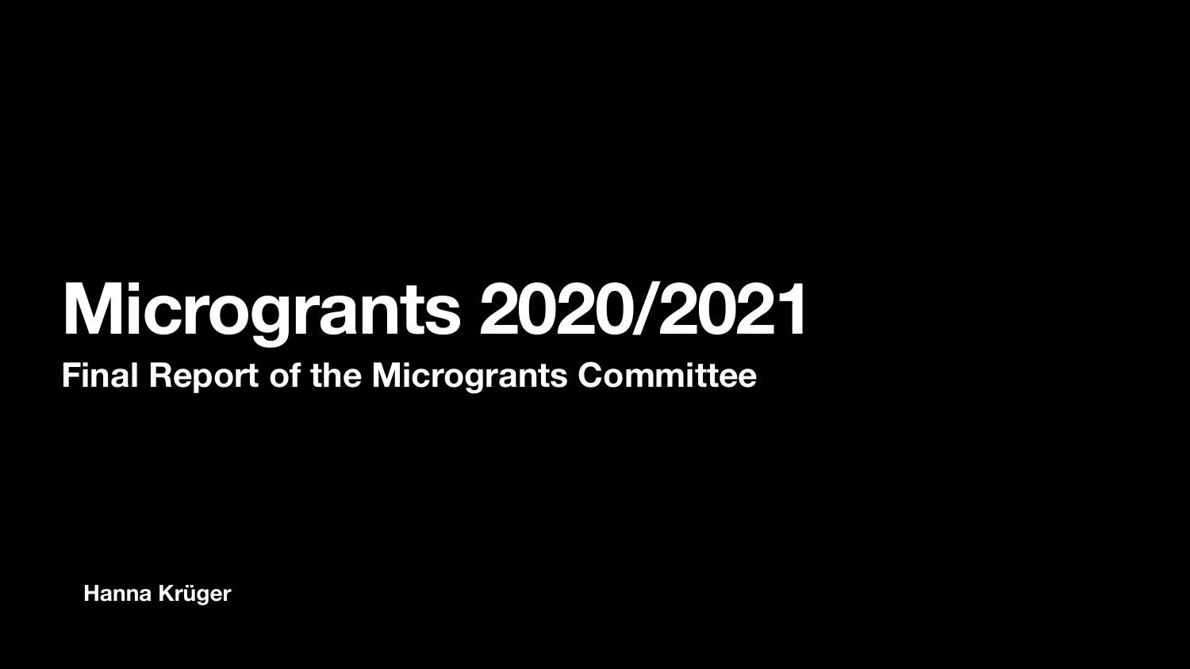# Microgrants 2020/2021

## Final Report of the Microgrants Committee

Hanna Krüger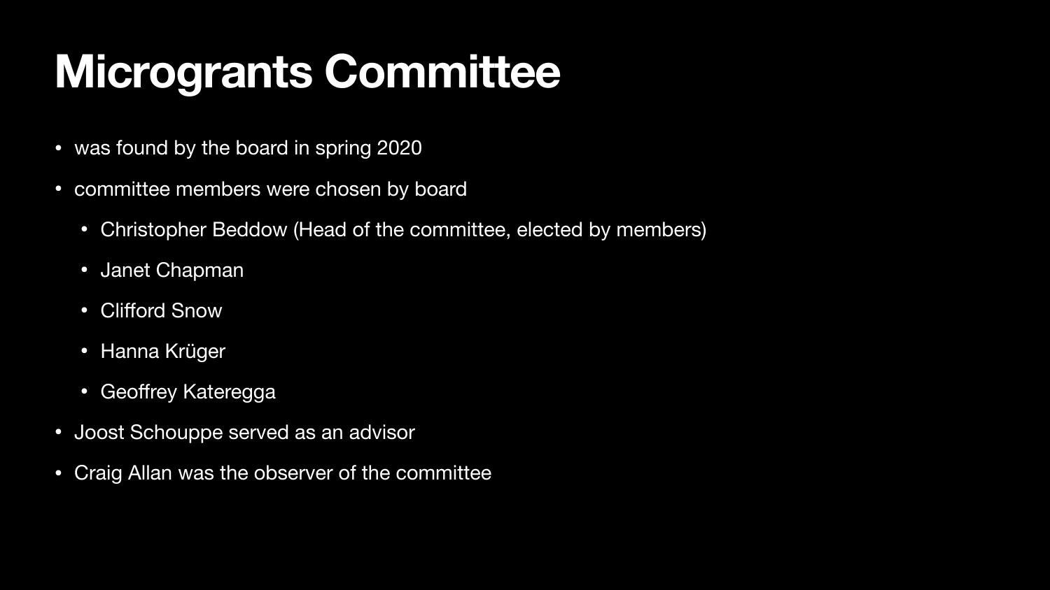# Microgrants Committee

- was found by the board in spring 2020
- committee members were chosen by board
  - Christopher Beddow (Head of the committee, elected by members)
  - Janet Chapman
  - Clifford Snow
  - Hanna Krüger
  - Geoffrey Kateregga
- Joost Schouppe served as an advisor
- Craig Allan was the observer of the committee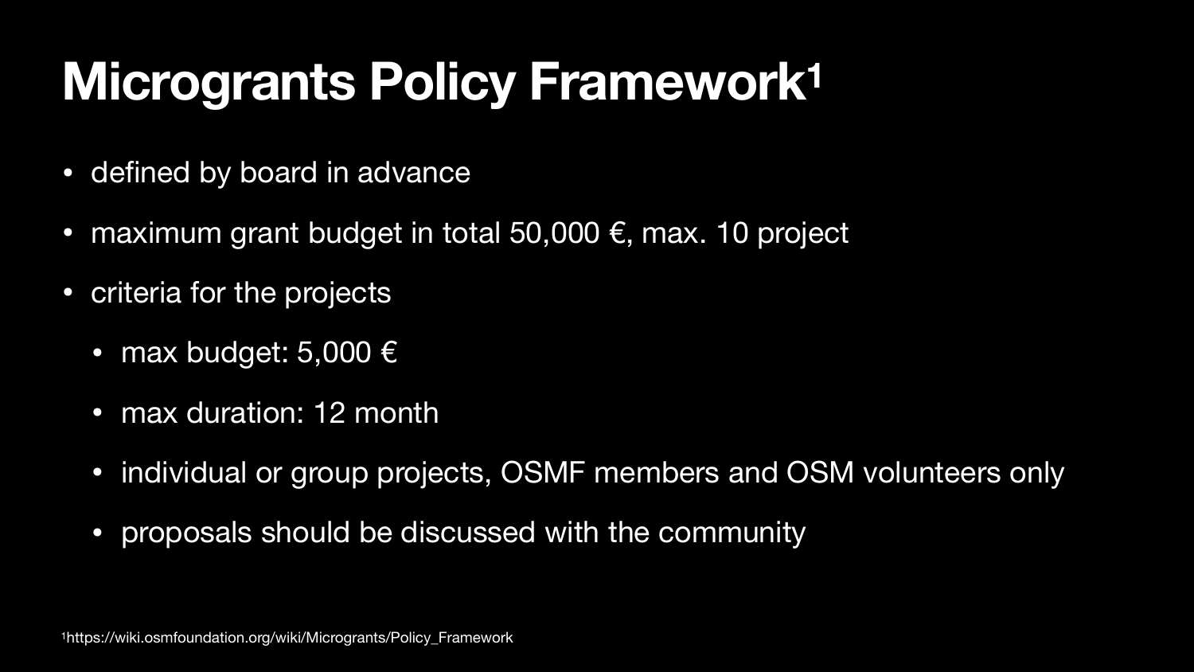# Microgrants Policy Framework[1]

- defined by board in advance
- maximum grant budget in total 50,000 €, max. 10 project
- criteria for the projects
  - max budget: 5,000 €
  - max duration: 12 month
  - individual or group projects, OSMF members and OSM volunteers only
  - proposals should be discussed with the community

[1] https://wiki.osmfoundation.org/wiki/Microgrants/Policy_Framework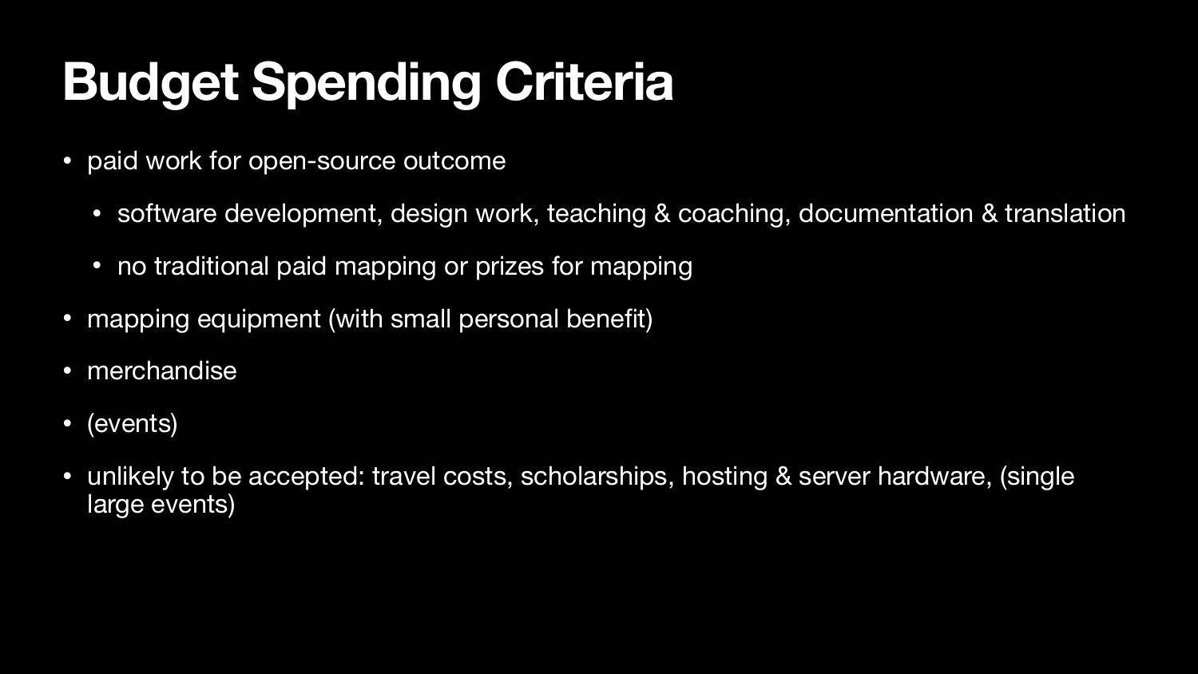# Budget Spending Criteria

- paid work for open-source outcome
  - software development, design work, teaching & coaching, documentation & translation
  - no traditional paid mapping or prizes for mapping
- mapping equipment (with small personal benefit)
- merchandise
- (events)
- unlikely to be accepted: travel costs, scholarships, hosting & server hardware, (single large events)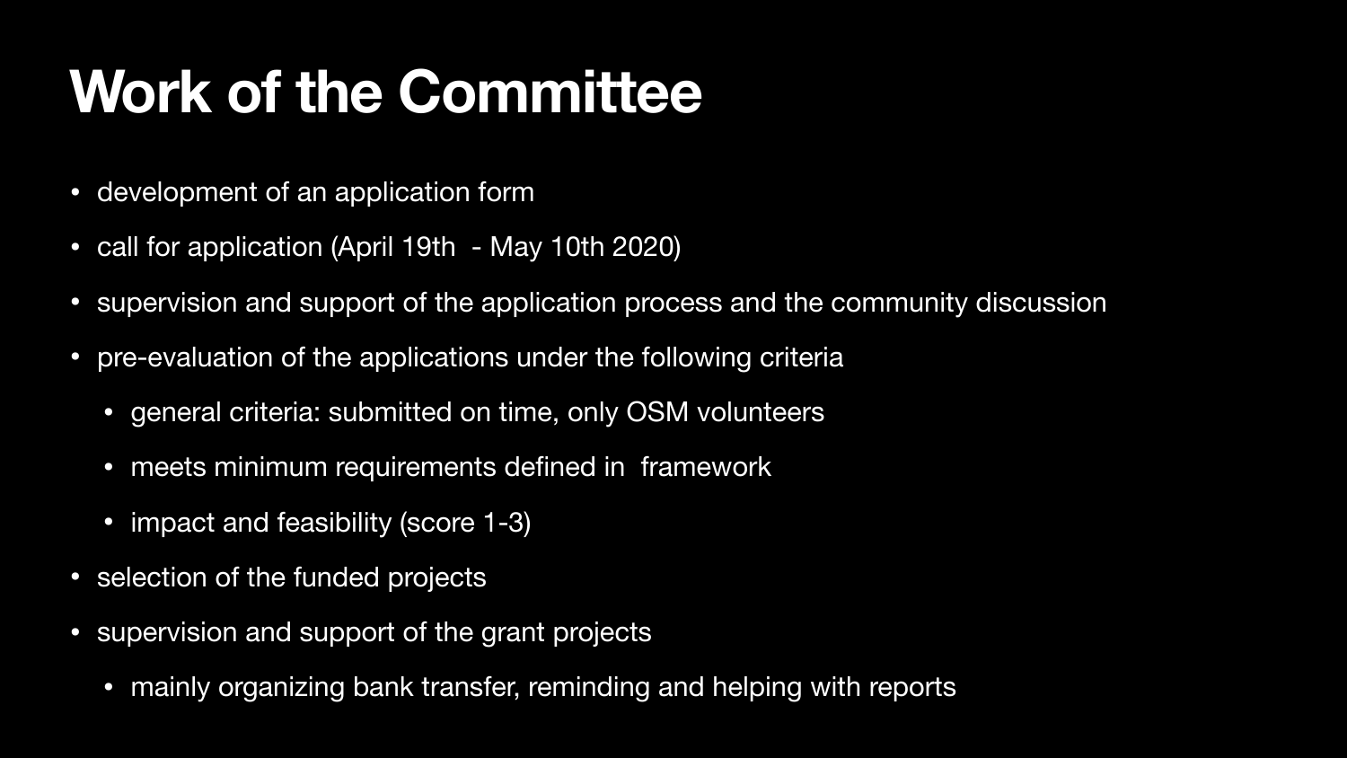# Work of the Committee

- development of an application form
- call for application (April 19th  - May 10th 2020)
- supervision and support of the application process and the community discussion
- pre-evaluation of the applications under the following criteria
  - general criteria: submitted on time, only OSM volunteers
  - meets minimum requirements defined in  framework
  - impact and feasibility (score 1-3)
- selection of the funded projects
- supervision and support of the grant projects
  - mainly organizing bank transfer, reminding and helping with reports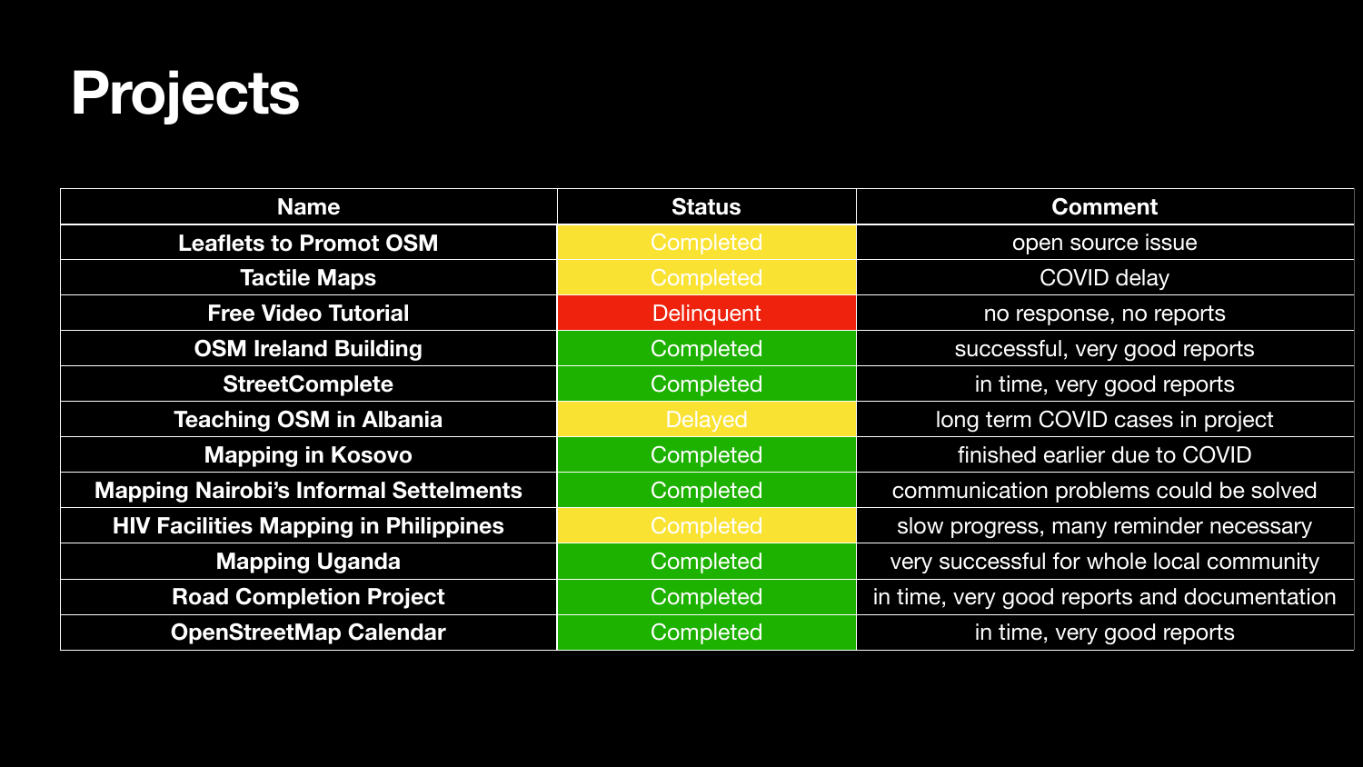# Projects

| Name | Status | Comment |
| --- | --- | --- |
| **Leaflets to Promot OSM** | Completed | open source issue |
| **Tactile Maps** | Completed | COVID delay |
| **Free Video Tutorial** | Delinquent | no response, no reports |
| **OSM Ireland Building** | Completed | successful, very good reports |
| **StreetComplete** | Completed | in time, very good reports |
| **Teaching OSM in Albania** | Delayed | long term COVID cases in project |
| **Mapping in Kosovo** | Completed | finished earlier due to COVID |
| **Mapping Nairobi's Informal Settelments** | Completed | communication problems could be solved |
| **HIV Facilities Mapping in Philippines** | Completed | slow progress, many reminder necessary |
| **Mapping Uganda** | Completed | very successful for whole local community |
| **Road Completion Project** | Completed | in time, very good reports and documentation |
| **OpenStreetMap Calendar** | Completed | in time, very good reports |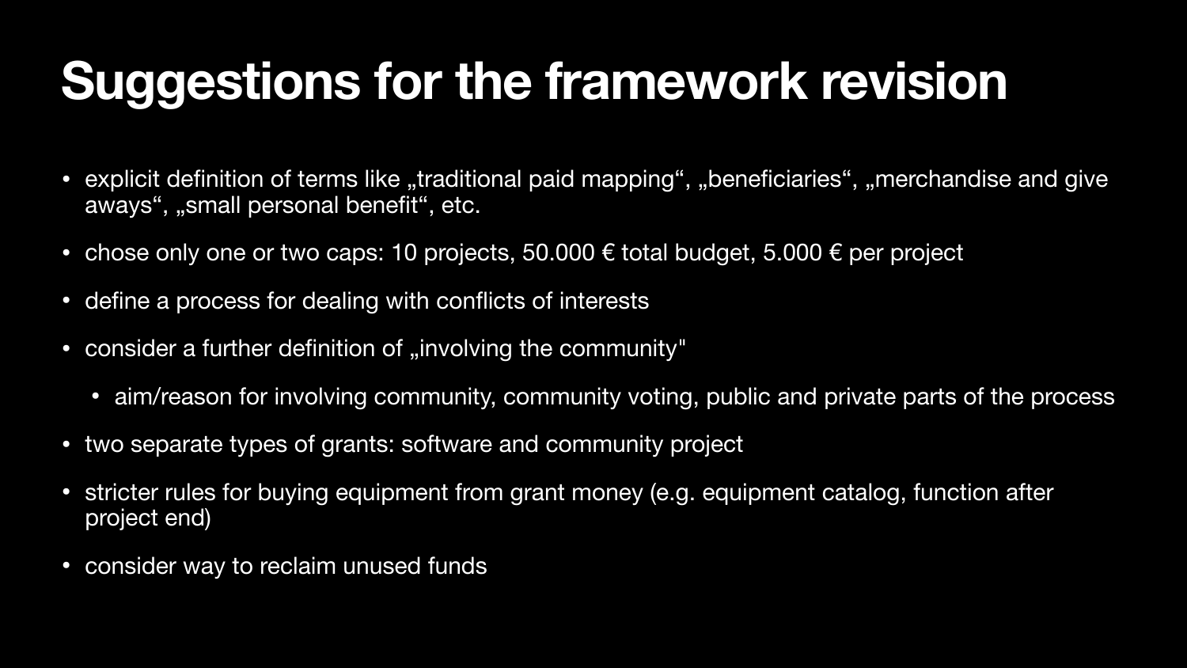# Suggestions for the framework revision

- explicit definition of terms like „traditional paid mapping“, „beneficiaries“, „merchandise and give aways“, „small personal benefit“, etc.
- chose only one or two caps: 10 projects, 50.000 € total budget, 5.000 € per project
- define a process for dealing with conflicts of interests
- consider a further definition of „involving the community"
  - aim/reason for involving community, community voting, public and private parts of the process
- two separate types of grants: software and community project
- stricter rules for buying equipment from grant money (e.g. equipment catalog, function after project end)
- consider way to reclaim unused funds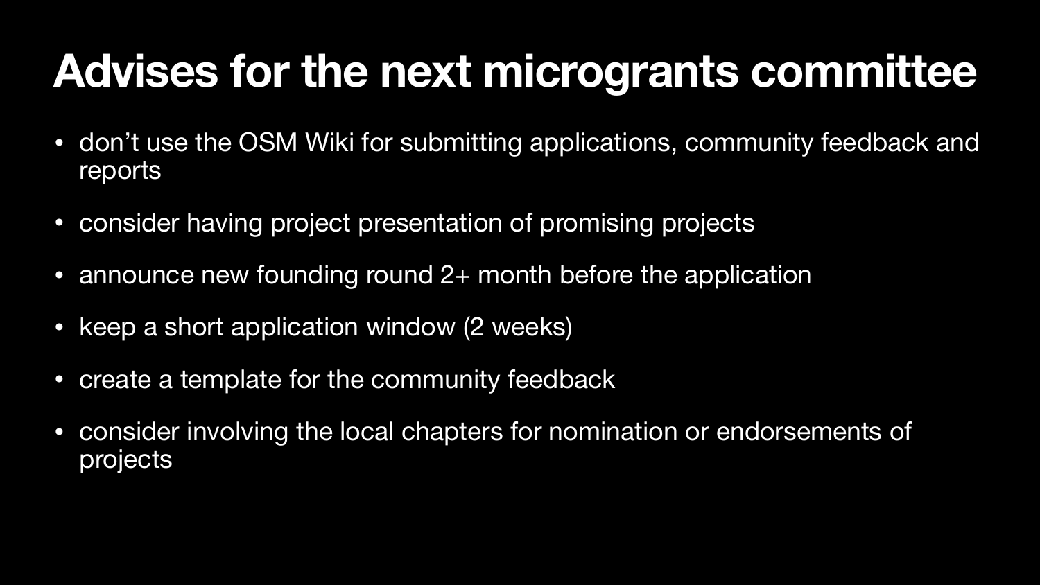# Advises for the next micrograants committee

- don’t use the OSM Wiki for submitting applications, community feedback and reports
- consider having project presentation of promising projects
- announce new founding round 2+ month before the application
- keep a short application window (2 weeks)
- create a template for the community feedback
- consider involving the local chapters for nomination or endorsements of projects

# Advises for the next microgrants committee

- don’t use the OSM Wiki for submitting applications, community feedback and reports
- consider having project presentation of promising projects
- announce new founding round 2+ month before the application
- keep a short application window (2 weeks)
- create a template for the community feedback
- consider involving the local chapters for nomination or endorsements of projects